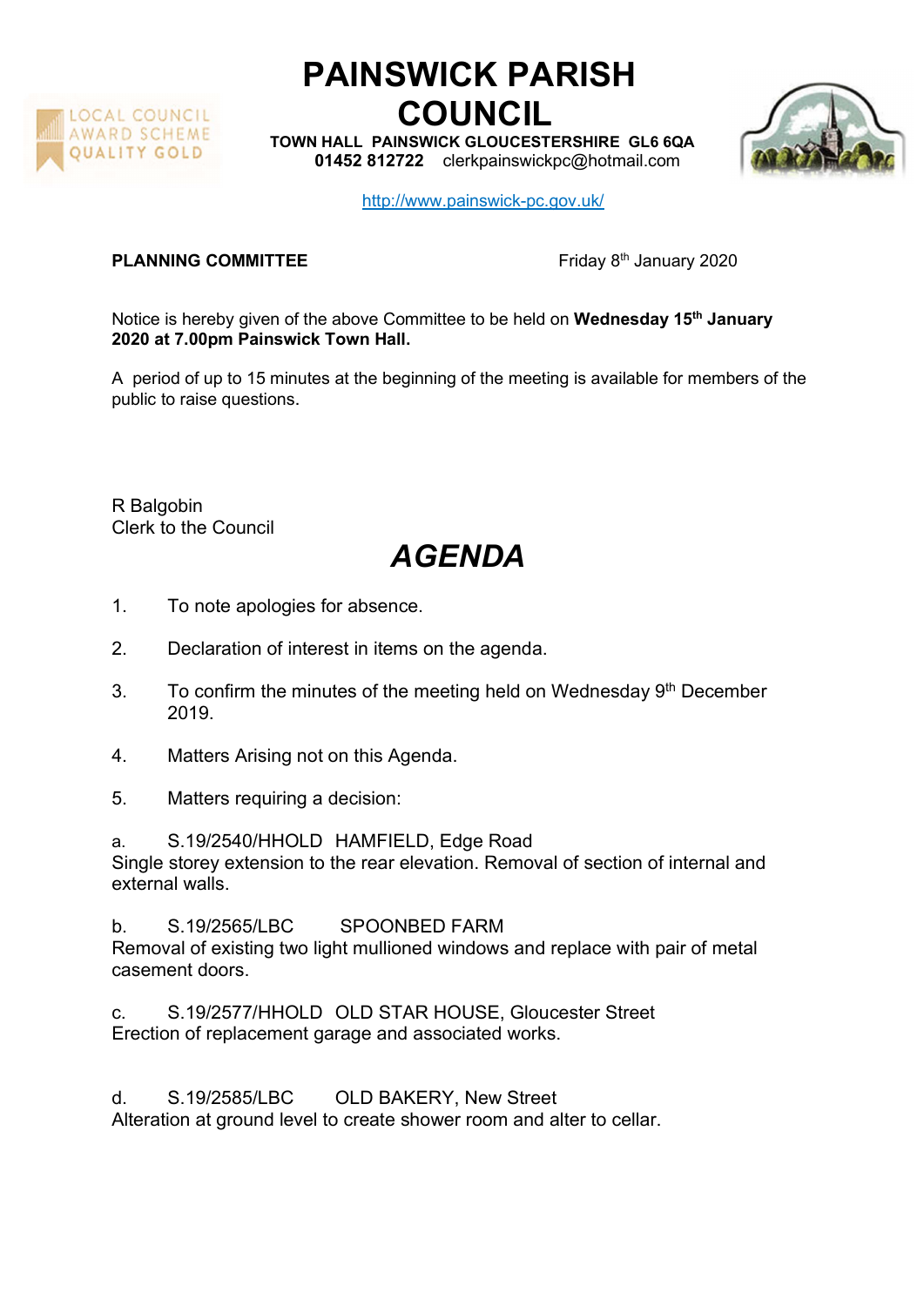# PAINSWICK PARISH COUNCIL

**TOWN HALL PAINSWICK GLOUCESTERSHIRE GL6 6QA**
**01452 812722** clerkpainswickpc@hotmail.com

http://www.painswick-pc.gov.uk/

LOCAL COUNCIL AWARD SCHEME QUALITY GOLD

**PLANNING COMMITTEE** Friday 8th January 2020

Notice is hereby given of the above Committee to be held on **Wednesday 15th January 2020 at 7.00pm Painswick Town Hall.**

A period of up to 15 minutes at the beginning of the meeting is available for members of the public to raise questions.

R Balgobin
Clerk to the Council

## *AGENDA*

1. To note apologies for absence.

2. Declaration of interest in items on the agenda.

3. To confirm the minutes of the meeting held on Wednesday 9th December 2019.

4. Matters Arising not on this Agenda.

5. Matters requiring a decision:

a. S.19/2540/HHOLD HAMFIELD, Edge Road
Single storey extension to the rear elevation. Removal of section of internal and external walls.

b. S.19/2565/LBC SPOONBED FARM
Removal of existing two light mullioned windows and replace with pair of metal casement doors.

c. S.19/2577/HHOLD OLD STAR HOUSE, Gloucester Street
Erection of replacement garage and associated works.

d. S.19/2585/LBC OLD BAKERY, New Street
Alteration at ground level to create shower room and alter to cellar.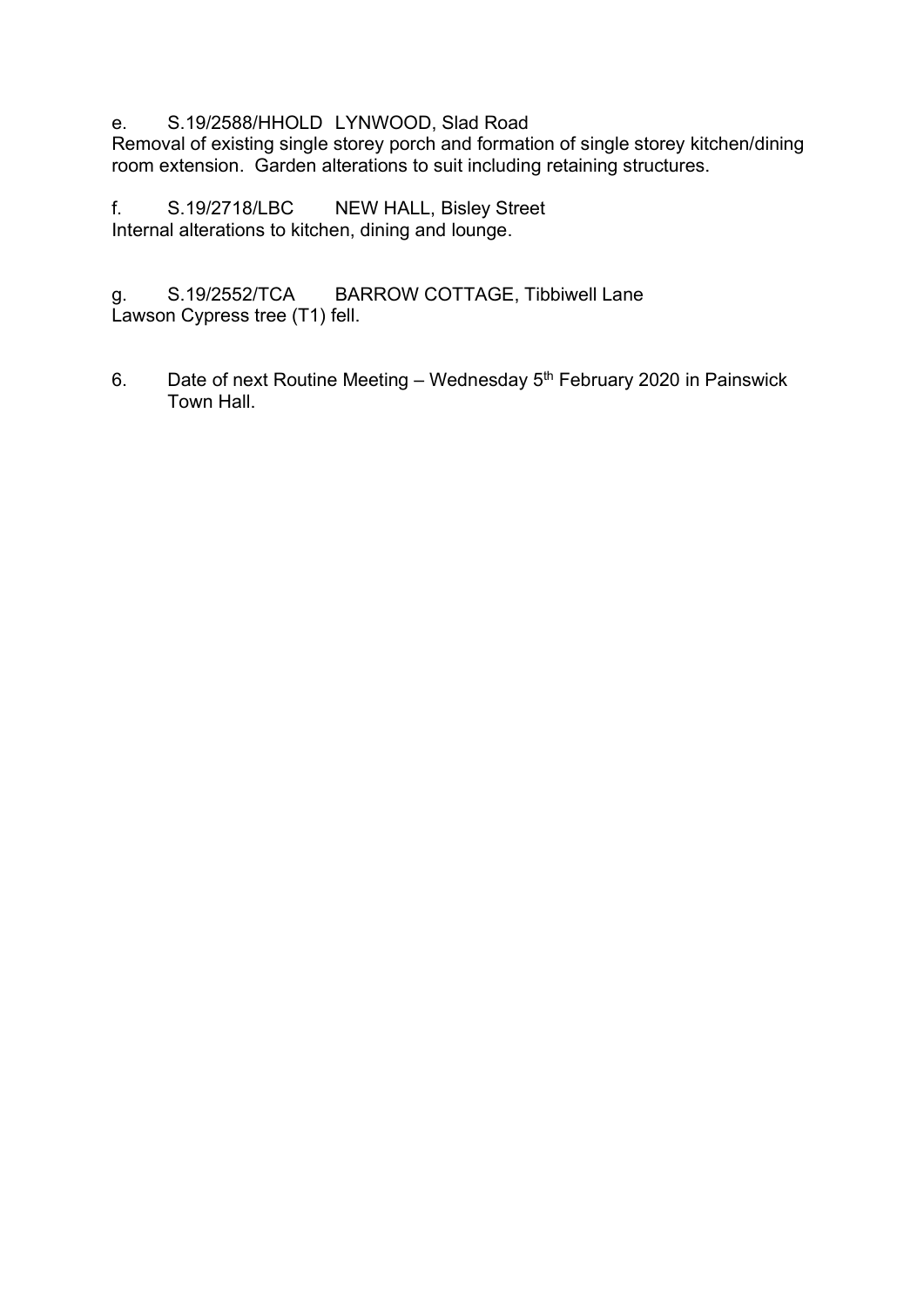e. S.19/2588/HHOLD LYNWOOD, Slad Road
Removal of existing single storey porch and formation of single storey kitchen/dining room extension. Garden alterations to suit including retaining structures.

f. S.19/2718/LBC NEW HALL, Bisley Street
Internal alterations to kitchen, dining and lounge.

g. S.19/2552/TCA BARROW COTTAGE, Tibbiwell Lane
Lawson Cypress tree (T1) fell.

6. Date of next Routine Meeting – Wednesday 5th February 2020 in Painswick Town Hall.